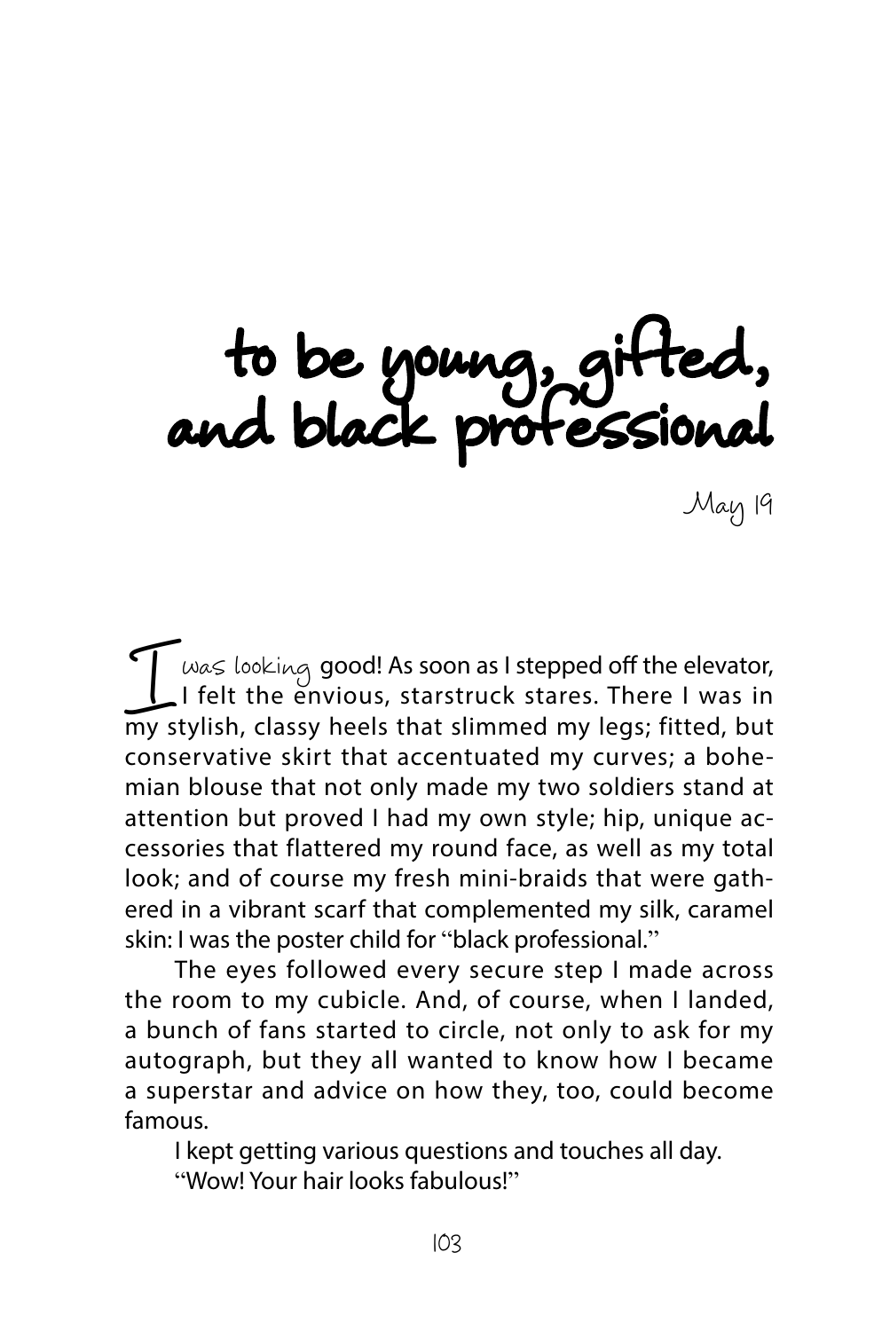# to be young, gifted, and black professional

May 19

I was looking good! As soon as I stepped off the elevator, I felt the envious, starstruck stares. There I was in my stylish, classy heels that slimmed my legs; fitted, but conservative skirt that accentuated my curves; a bohemian blouse that not only made my two soldiers stand at attention but proved I had my own style; hip, unique accessories that flattered my round face, as well as my total look; and of course my fresh mini-braids that were gathered in a vibrant scarf that complemented my silk, caramel skin: I was the poster child for "black professional."

The eyes followed every secure step I made across the room to my cubicle. And, of course, when I landed, a bunch of fans started to circle, not only to ask for my autograph, but they all wanted to know how I became a superstar and advice on how they, too, could become famous.

I kept getting various questions and touches all day.

"Wow! Your hair looks fabulous!"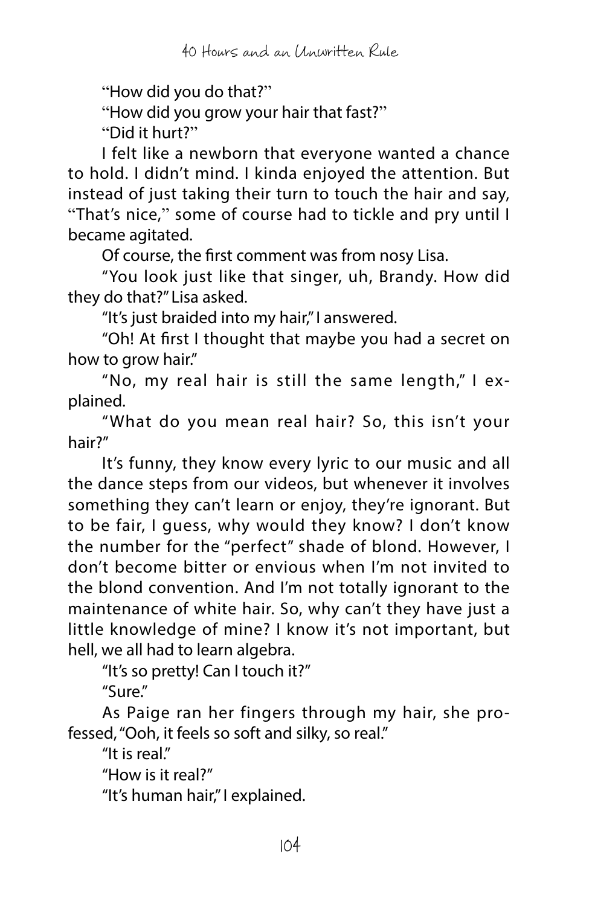"How did you do that?"

"How did you grow your hair that fast?"

"Did it hurt?"

I felt like a newborn that everyone wanted a chance to hold. I didn't mind. I kinda enjoyed the attention. But instead of just taking their turn to touch the hair and say, "That's nice," some of course had to tickle and pry until I became agitated.

Of course, the first comment was from nosy Lisa.

"You look just like that singer, uh, Brandy. How did they do that?" Lisa asked.

"It's just braided into my hair," I answered.

"Oh! At first I thought that maybe you had a secret on how to grow hair."

"No, my real hair is still the same length," I explained.

"What do you mean real hair? So, this isn't your hair?"

It's funny, they know every lyric to our music and all the dance steps from our videos, but whenever it involves something they can't learn or enjoy, they're ignorant. But to be fair, I guess, why would they know? I don't know the number for the "perfect" shade of blond. However, I don't become bitter or envious when I'm not invited to the blond convention. And I'm not totally ignorant to the maintenance of white hair. So, why can't they have just a little knowledge of mine? I know it's not important, but hell, we all had to learn algebra.

"It's so pretty! Can I touch it?"

"Sure."

As Paige ran her fingers through my hair, she professed, "Ooh, it feels so soft and silky, so real."

"It is real."

"How is it real?"

"It's human hair," I explained.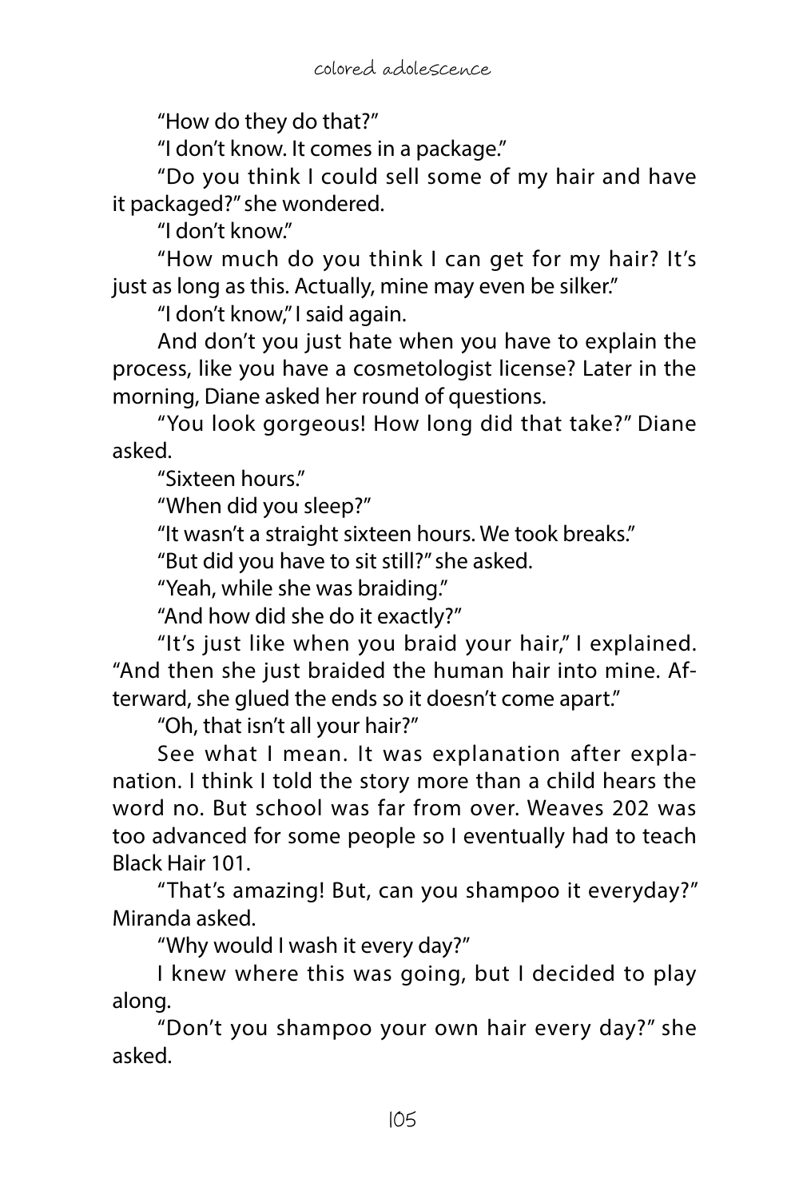"How do they do that?"

"I don't know. It comes in a package."

"Do you think I could sell some of my hair and have it packaged?" she wondered.

"I don't know."

"How much do you think I can get for my hair? It's just as long as this. Actually, mine may even be silker."

"I don't know," I said again.

And don't you just hate when you have to explain the process, like you have a cosmetologist license? Later in the morning, Diane asked her round of questions.

"You look gorgeous! How long did that take?" Diane asked.

"Sixteen hours."

"When did you sleep?"

"It wasn't a straight sixteen hours. We took breaks."

"But did you have to sit still?" she asked.

"Yeah, while she was braiding."

"And how did she do it exactly?"

"It's just like when you braid your hair," I explained. "And then she just braided the human hair into mine. Afterward, she glued the ends so it doesn't come apart."

"Oh, that isn't all your hair?"

See what I mean. It was explanation after explanation. I think I told the story more than a child hears the word no. But school was far from over. Weaves 202 was too advanced for some people so I eventually had to teach Black Hair 101.

"That's amazing! But, can you shampoo it everyday?" Miranda asked.

"Why would I wash it every day?"

I knew where this was going, but I decided to play along.

"Don't you shampoo your own hair every day?" she asked.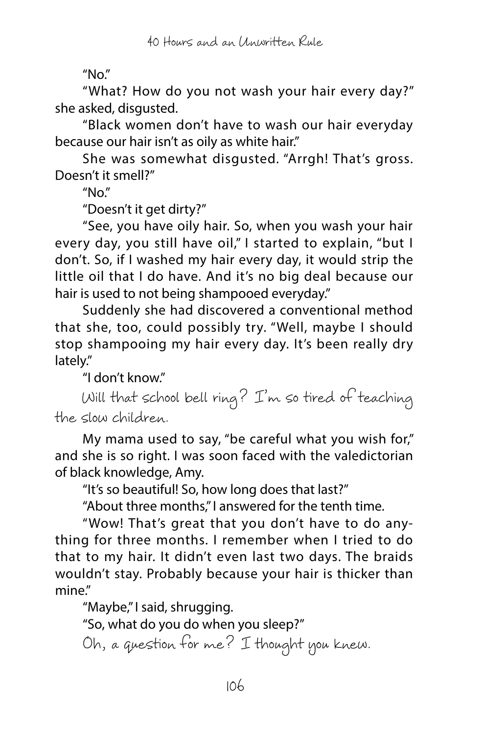"No."

"What? How do you not wash your hair every day?" she asked, disgusted.

"Black women don't have to wash our hair everyday because our hair isn't as oily as white hair."

She was somewhat disgusted. "Arrgh! That's gross. Doesn't it smell?"

"No."

"Doesn't it get dirty?"

"See, you have oily hair. So, when you wash your hair every day, you still have oil," I started to explain, "but I don't. So, if I washed my hair every day, it would strip the little oil that I do have. And it's no big deal because our hair is used to not being shampooed everyday."

Suddenly she had discovered a conventional method that she, too, could possibly try. "Well, maybe I should stop shampooing my hair every day. It's been really dry lately."

"I don't know."

*Will that school bell ring? I'm so tired of teaching the slow children.*

My mama used to say, "be careful what you wish for," and she is so right. I was soon faced with the valedictorian of black knowledge, Amy.

"It's so beautiful! So, how long does that last?"

"About three months," I answered for the tenth time.

"Wow! That's great that you don't have to do anything for three months. I remember when I tried to do that to my hair. It didn't even last two days. The braids wouldn't stay. Probably because your hair is thicker than mine."

"Maybe," I said, shrugging.

"So, what do you do when you sleep?"

*Oh, a question for me? I thought you knew.*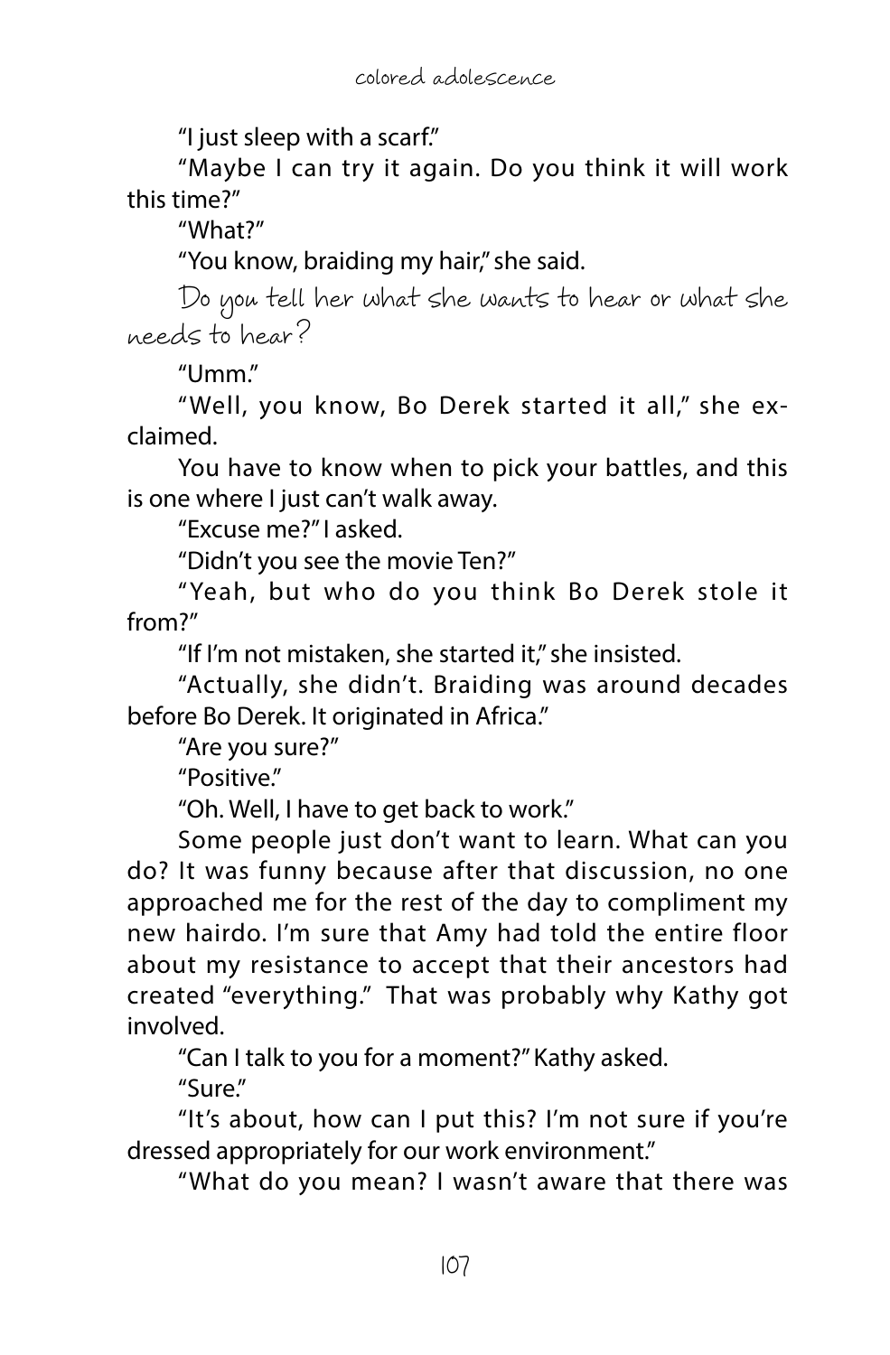"I just sleep with a scarf."

"Maybe I can try it again. Do you think it will work this time?"

"What?"

"You know, braiding my hair," she said.

*Do you tell her what she wants to hear or what she needs to hear?*

"Umm."

"Well, you know, Bo Derek started it all," she exclaimed.

You have to know when to pick your battles, and this is one where I just can't walk away.

"Excuse me?" I asked.

"Didn't you see the movie Ten?"

"Yeah, but who do you think Bo Derek stole it from?"

"If I'm not mistaken, she started it," she insisted.

"Actually, she didn't. Braiding was around decades before Bo Derek. It originated in Africa."

"Are you sure?"

"Positive."

"Oh. Well, I have to get back to work."

Some people just don't want to learn. What can you do? It was funny because after that discussion, no one approached me for the rest of the day to compliment my new hairdo. I'm sure that Amy had told the entire floor about my resistance to accept that their ancestors had created "everything." That was probably why Kathy got involved.

"Can I talk to you for a moment?" Kathy asked.

"Sure."

"It's about, how can I put this? I'm not sure if you're dressed appropriately for our work environment."

"What do you mean? I wasn't aware that there was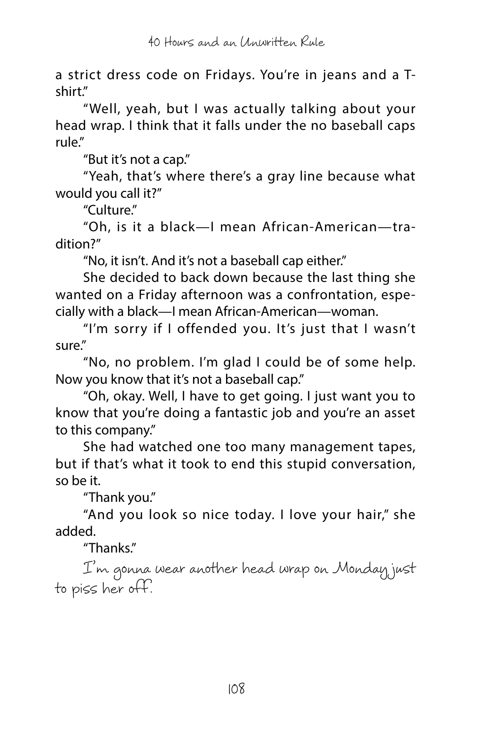a strict dress code on Fridays. You're in jeans and a T-shirt."

"Well, yeah, but I was actually talking about your head wrap. I think that it falls under the no baseball caps rule."

"But it's not a cap."

"Yeah, that's where there's a gray line because what would you call it?"

"Culture."

"Oh, is it a black—I mean African-American—tradition?"

"No, it isn't. And it's not a baseball cap either."

She decided to back down because the last thing she wanted on a Friday afternoon was a confrontation, especially with a black—I mean African-American—woman.

"I'm sorry if I offended you. It's just that I wasn't sure."

"No, no problem. I'm glad I could be of some help. Now you know that it's not a baseball cap."

"Oh, okay. Well, I have to get going. I just want you to know that you're doing a fantastic job and you're an asset to this company."

She had watched one too many management tapes, but if that's what it took to end this stupid conversation, so be it.

"Thank you."

"And you look so nice today. I love your hair," she added.

"Thanks."

*I'm gonna wear another head wrap on Monday just to piss her off.*